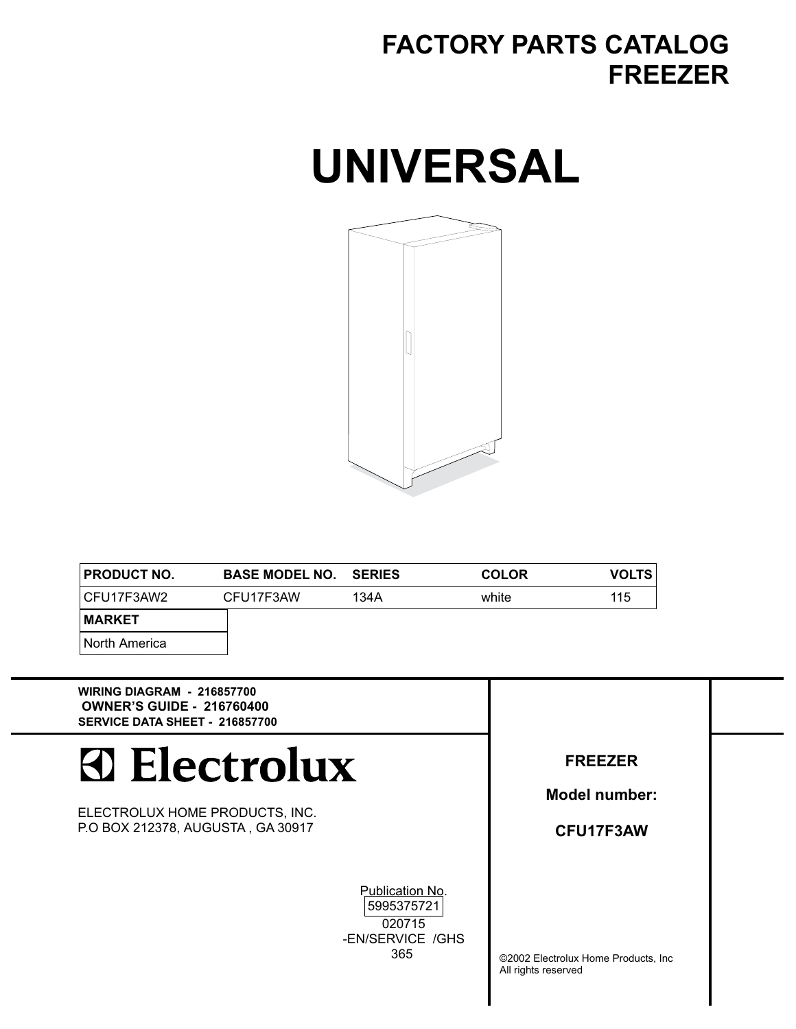# FACTORY PARTS CATALOG
# FREEZER

# UNIVERSAL

| PRODUCT NO. | BASE MODEL NO. | SERIES | COLOR | VOLTS |
|---|---|---|---|---|
| CFU17F3AW2 | CFU17F3AW | 134A | white | 115 |

| MARKET |
|---|
| North America |

**WIRING DIAGRAM - 216857700**
**OWNER'S GUIDE - 216760400**
**SERVICE DATA SHEET - 216857700**

Electrolux

ELECTROLUX HOME PRODUCTS, INC.
P.O BOX 212378, AUGUSTA , GA 30917

Publication No.
5995375721
020715
-EN/SERVICE /GHS
365

**FREEZER**

**Model number:**

**CFU17F3AW**

©2002 Electrolux Home Products, Inc
All rights reserved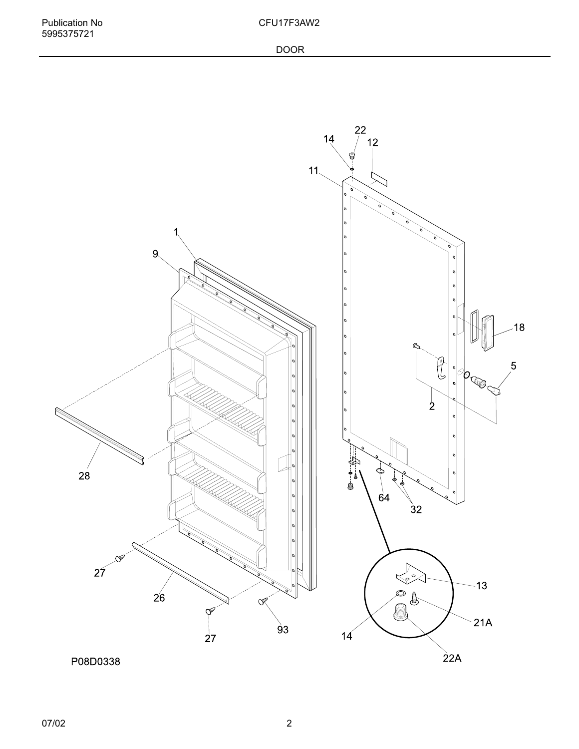Publication No
5995375721

CFU17F3AW2

DOOR

22
14
12
11
1
9
18
5
2
28
64
32
13
27
26
21A
93
14
27
22A

P08D0338

07/02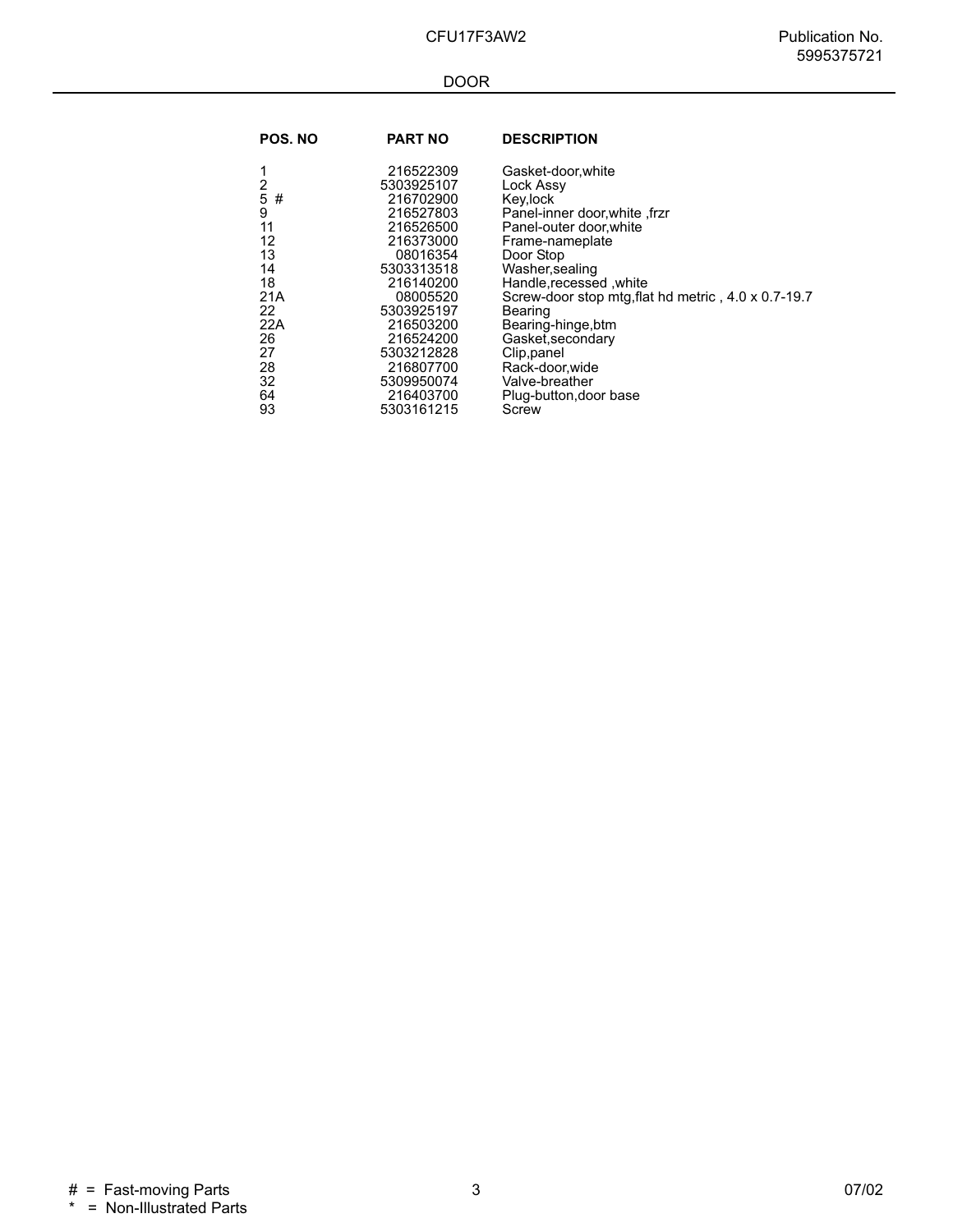CFU17F3AW2

Publication No. 5995375721

## DOOR

| POS. NO | PART NO | DESCRIPTION |
|---|---|---|
| 1 | 216522309 | Gasket-door,white |
| 2 | 5303925107 | Lock Assy |
| 5 # | 216702900 | Key,lock |
| 9 | 216527803 | Panel-inner door,white ,frzr |
| 11 | 216526500 | Panel-outer door,white |
| 12 | 216373000 | Frame-nameplate |
| 13 | 08016354 | Door Stop |
| 14 | 5303313518 | Washer,sealing |
| 18 | 216140200 | Handle,recessed ,white |
| 21A | 08005520 | Screw-door stop mtg,flat hd metric , 4.0 x 0.7-19.7 |
| 22 | 5303925197 | Bearing |
| 22A | 216503200 | Bearing-hinge,btm |
| 26 | 216524200 | Gasket,secondary |
| 27 | 5303212828 | Clip,panel |
| 28 | 216807700 | Rack-door,wide |
| 32 | 5309950074 | Valve-breather |
| 64 | 216403700 | Plug-button,door base |
| 93 | 5303161215 | Screw |

# = Fast-moving Parts
* = Non-Illustrated Parts

07/02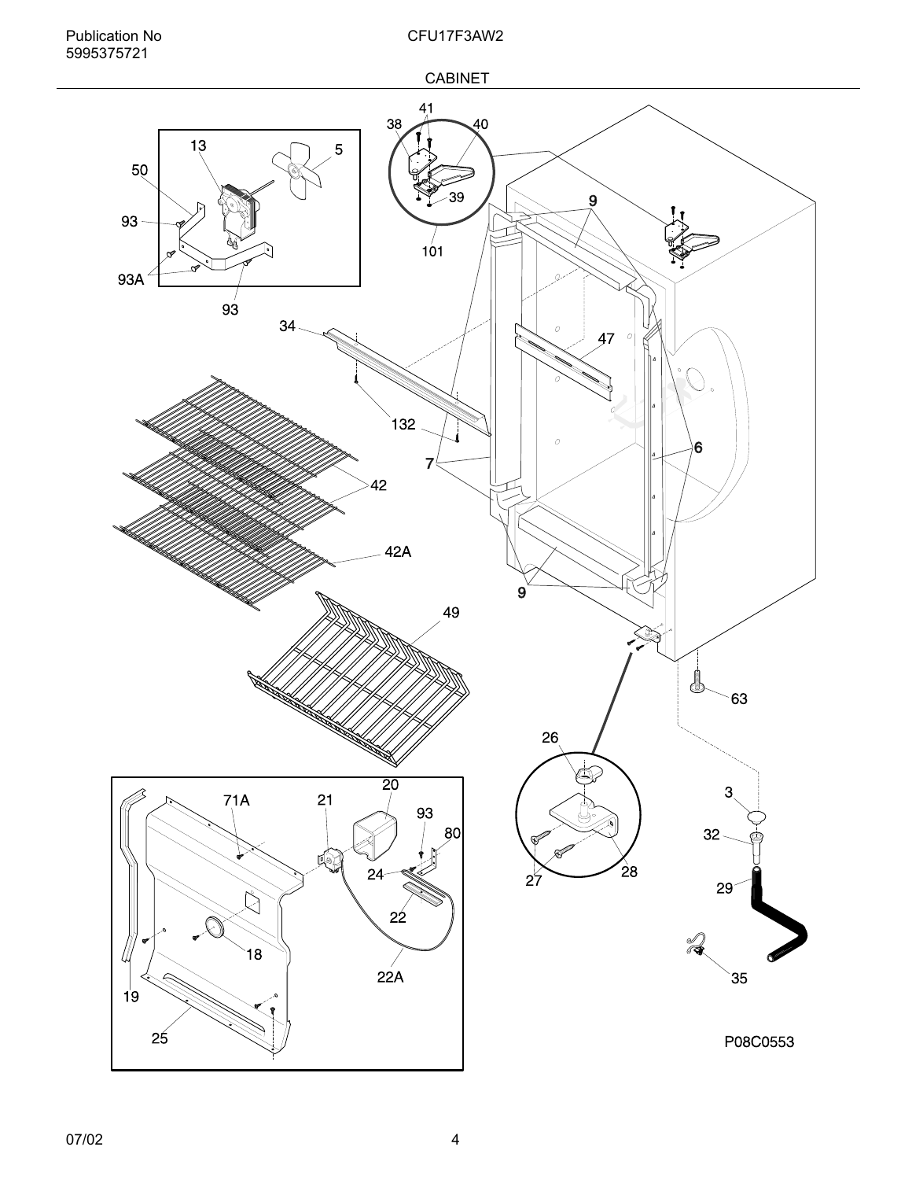## CABINET

P08C0553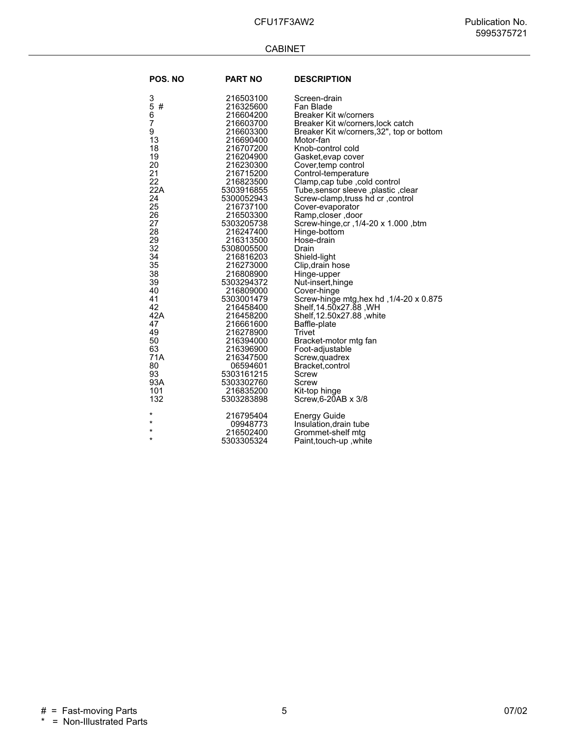CFU17F3AW2

Publication No. 5995375721

## CABINET

| POS. NO | PART NO | DESCRIPTION |
|---|---|---|
| 3 | 216503100 | Screen-drain |
| 5 # | 216325600 | Fan Blade |
| 6 | 216604200 | Breaker Kit w/corners |
| 7 | 216603700 | Breaker Kit w/corners,lock catch |
| 9 | 216603300 | Breaker Kit w/corners,32", top or bottom |
| 13 | 216690400 | Motor-fan |
| 18 | 216707200 | Knob-control cold |
| 19 | 216204900 | Gasket,evap cover |
| 20 | 216230300 | Cover,temp control |
| 21 | 216715200 | Control-temperature |
| 22 | 216823500 | Clamp,cap tube ,cold control |
| 22A | 5303916855 | Tube,sensor sleeve ,plastic ,clear |
| 24 | 5300052943 | Screw-clamp,truss hd cr ,control |
| 25 | 216737100 | Cover-evaporator |
| 26 | 216503300 | Ramp,closer ,door |
| 27 | 5303205738 | Screw-hinge,cr ,1/4-20 x 1.000 ,btm |
| 28 | 216247400 | Hinge-bottom |
| 29 | 216313500 | Hose-drain |
| 32 | 5308005500 | Drain |
| 34 | 216816203 | Shield-light |
| 35 | 216273000 | Clip,drain hose |
| 38 | 216808900 | Hinge-upper |
| 39 | 5303294372 | Nut-insert,hinge |
| 40 | 216809000 | Cover-hinge |
| 41 | 5303001479 | Screw-hinge mtg,hex hd ,1/4-20 x 0.875 |
| 42 | 216458400 | Shelf,14.50x27.88 ,WH |
| 42A | 216458200 | Shelf,12.50x27.88 ,white |
| 47 | 216661600 | Baffle-plate |
| 49 | 216278900 | Trivet |
| 50 | 216394000 | Bracket-motor mtg fan |
| 63 | 216396900 | Foot-adjustable |
| 71A | 216347500 | Screw,quadrex |
| 80 | 06594601 | Bracket,control |
| 93 | 5303161215 | Screw |
| 93A | 5303302760 | Screw |
| 101 | 216835200 | Kit-top hinge |
| 132 | 5303283898 | Screw,6-20AB x 3/8 |
| * | 216795404 | Energy Guide |
| * | 09948773 | Insulation,drain tube |
| * | 216502400 | Grommet-shelf mtg |
| * | 5303305324 | Paint,touch-up ,white |

# = Fast-moving Parts
* = Non-Illustrated Parts

07/02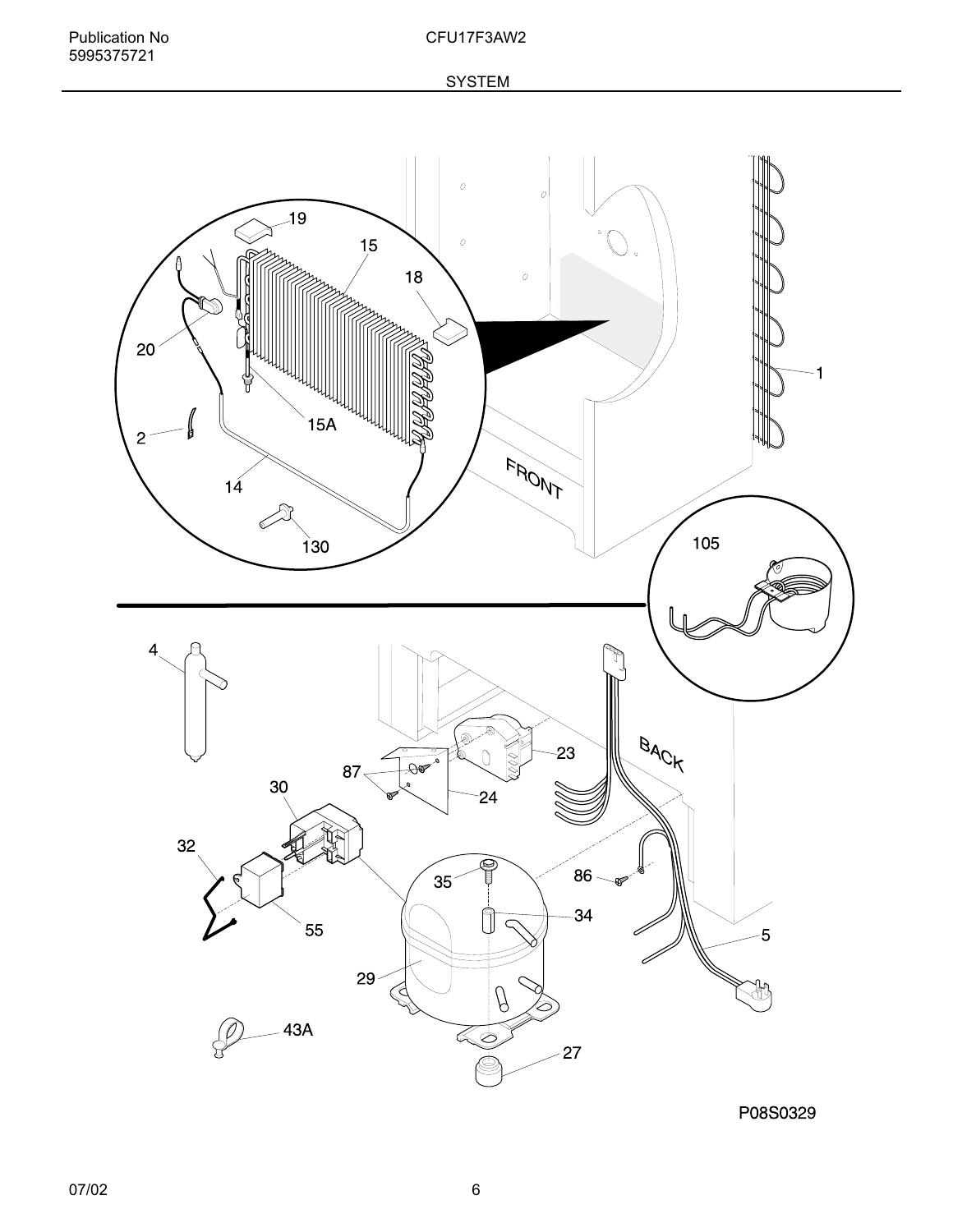# SYSTEM

19
15
18
20
15A
2
14
130
1
FRONT
105
4
87
23
24
30
BACK
32
35
86
34
55
5
29
43A
27

P08S0329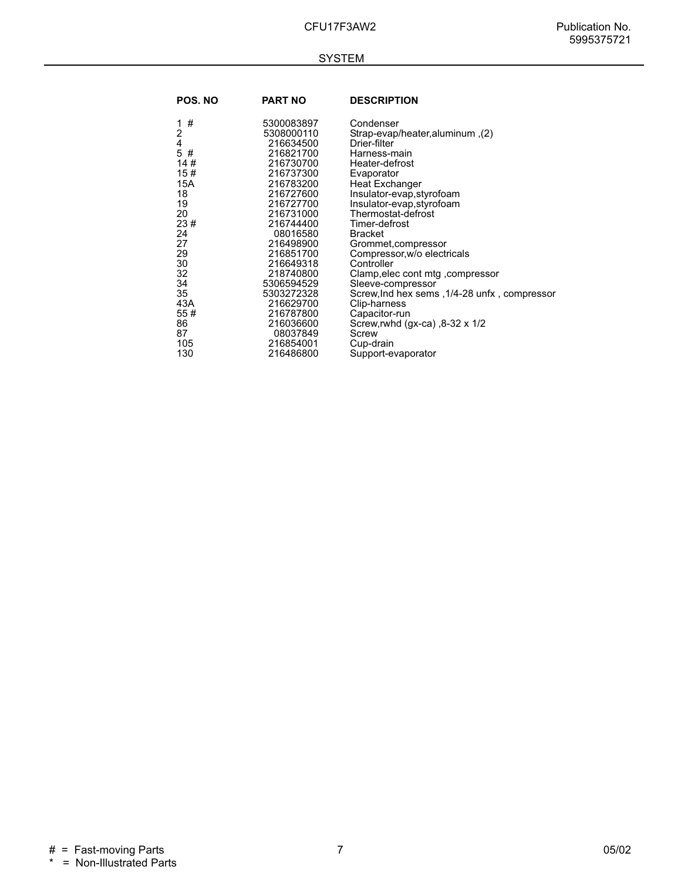## SYSTEM

| POS. NO | PART NO | DESCRIPTION |
|---|---|---|
| 1 # | 5300083897 | Condenser |
| 2 | 5308000110 | Strap-evap/heater,aluminum ,(2) |
| 4 | 216634500 | Drier-filter |
| 5 # | 216821700 | Harness-main |
| 14 # | 216730700 | Heater-defrost |
| 15 # | 216737300 | Evaporator |
| 15A | 216783200 | Heat Exchanger |
| 18 | 216727600 | Insulator-evap,styrofoam |
| 19 | 216727700 | Insulator-evap,styrofoam |
| 20 | 216731000 | Thermostat-defrost |
| 23 # | 216744400 | Timer-defrost |
| 24 | 08016580 | Bracket |
| 27 | 216498900 | Grommet,compressor |
| 29 | 216851700 | Compressor,w/o electricals |
| 30 | 216649318 | Controller |
| 32 | 218740800 | Clamp,elec cont mtg ,compressor |
| 34 | 5306594529 | Sleeve-compressor |
| 35 | 5303272328 | Screw,Ind hex sems ,1/4-28 unfx , compressor |
| 43A | 216629700 | Clip-harness |
| 55 # | 216787800 | Capacitor-run |
| 86 | 216036600 | Screw,rwhd (gx-ca) ,8-32 x 1/2 |
| 87 | 08037849 | Screw |
| 105 | 216854001 | Cup-drain |
| 130 | 216486800 | Support-evaporator |

# = Fast-moving Parts
* = Non-Illustrated Parts